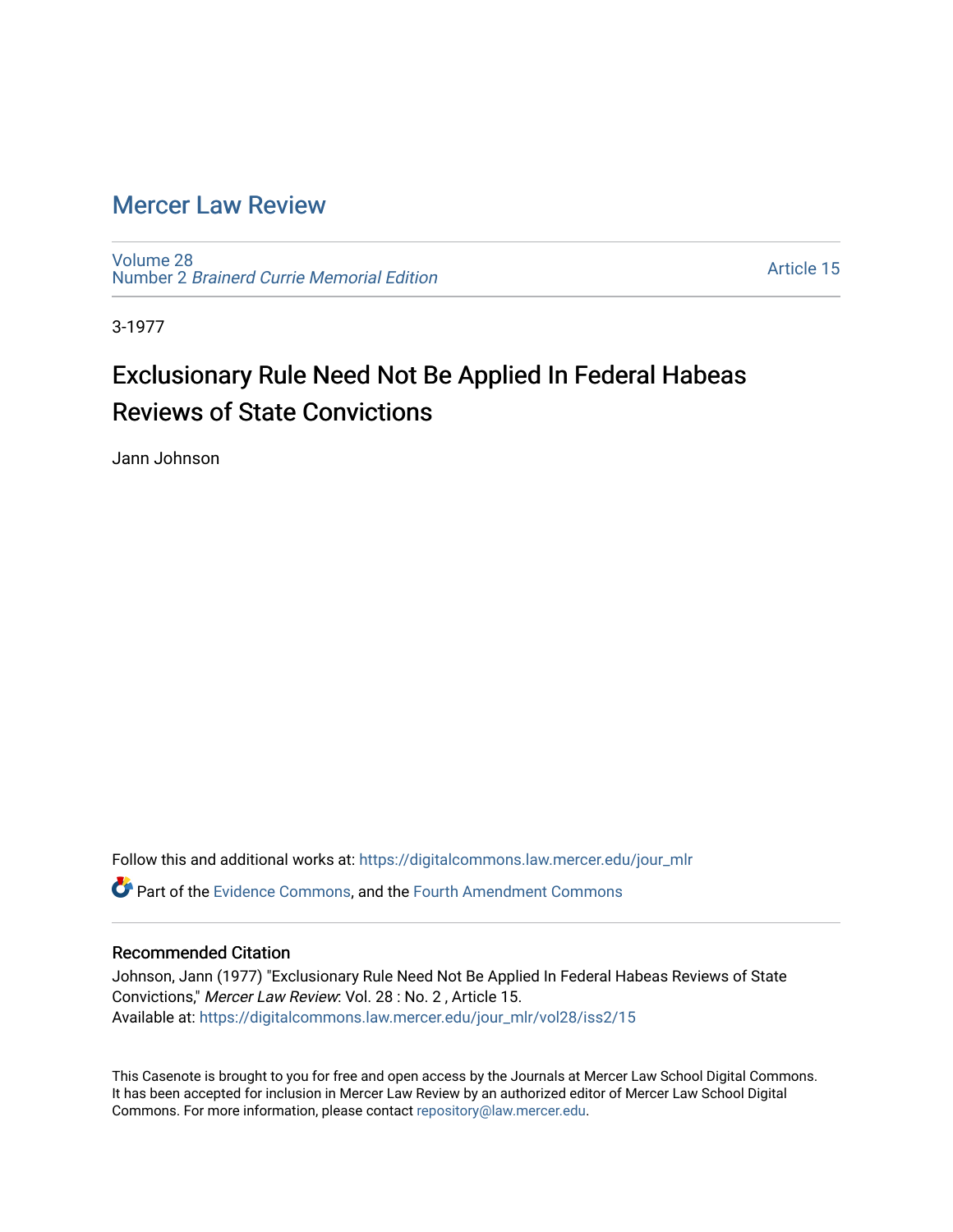# Mercer Law Review

Volume 28
Number 2 *Brainerd Currie Memorial Edition*

Article 15

3-1977

## Exclusionary Rule Need Not Be Applied In Federal Habeas Reviews of State Convictions

Jann Johnson

Follow this and additional works at: https://digitalcommons.law.mercer.edu/jour_mlr

Part of the Evidence Commons, and the Fourth Amendment Commons

### Recommended Citation

Johnson, Jann (1977) "Exclusionary Rule Need Not Be Applied In Federal Habeas Reviews of State Convictions," *Mercer Law Review*: Vol. 28 : No. 2 , Article 15.
Available at: https://digitalcommons.law.mercer.edu/jour_mlr/vol28/iss2/15

This Casenote is brought to you for free and open access by the Journals at Mercer Law School Digital Commons. It has been accepted for inclusion in Mercer Law Review by an authorized editor of Mercer Law School Digital Commons. For more information, please contact repository@law.mercer.edu.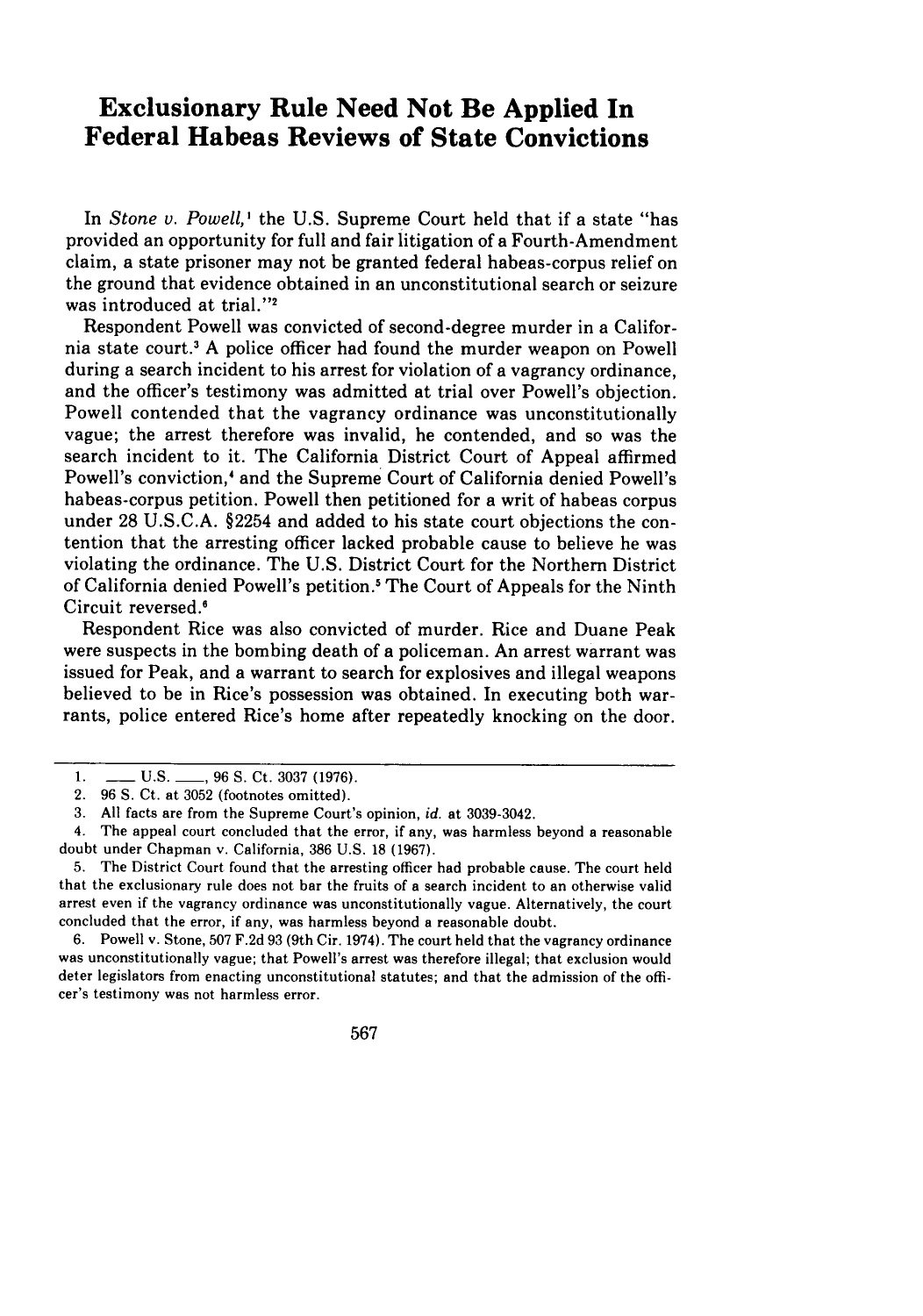# Exclusionary Rule Need Not Be Applied In Federal Habeas Reviews of State Convictions

In *Stone v. Powell*,[1] the U.S. Supreme Court held that if a state "has provided an opportunity for full and fair litigation of a Fourth-Amendment claim, a state prisoner may not be granted federal habeas-corpus relief on the ground that evidence obtained in an unconstitutional search or seizure was introduced at trial."[2]

Respondent Powell was convicted of second-degree murder in a California state court.[3] A police officer had found the murder weapon on Powell during a search incident to his arrest for violation of a vagrancy ordinance, and the officer's testimony was admitted at trial over Powell's objection. Powell contended that the vagrancy ordinance was unconstitutionally vague; the arrest therefore was invalid, he contended, and so was the search incident to it. The California District Court of Appeal affirmed Powell's conviction,[4] and the Supreme Court of California denied Powell's habeas-corpus petition. Powell then petitioned for a writ of habeas corpus under 28 U.S.C.A. §2254 and added to his state court objections the contention that the arresting officer lacked probable cause to believe he was violating the ordinance. The U.S. District Court for the Northern District of California denied Powell's petition.[5] The Court of Appeals for the Ninth Circuit reversed.[6]

Respondent Rice was also convicted of murder. Rice and Duane Peak were suspects in the bombing death of a policeman. An arrest warrant was issued for Peak, and a warrant to search for explosives and illegal weapons believed to be in Rice's possession was obtained. In executing both warrants, police entered Rice's home after repeatedly knocking on the door.

---

1. ___ U.S. ___, 96 S. Ct. 3037 (1976).
2. 96 S. Ct. at 3052 (footnotes omitted).
3. All facts are from the Supreme Court's opinion, *id.* at 3039-3042.
4. The appeal court concluded that the error, if any, was harmless beyond a reasonable doubt under Chapman v. California, 386 U.S. 18 (1967).
5. The District Court found that the arresting officer had probable cause. The court held that the exclusionary rule does not bar the fruits of a search incident to an otherwise valid arrest even if the vagrancy ordinance was unconstitutionally vague. Alternatively, the court concluded that the error, if any, was harmless beyond a reasonable doubt.
6. Powell v. Stone, 507 F.2d 93 (9th Cir. 1974). The court held that the vagrancy ordinance was unconstitutionally vague; that Powell's arrest was therefore illegal; that exclusion would deter legislators from enacting unconstitutional statutes; and that the admission of the officer's testimony was not harmless error.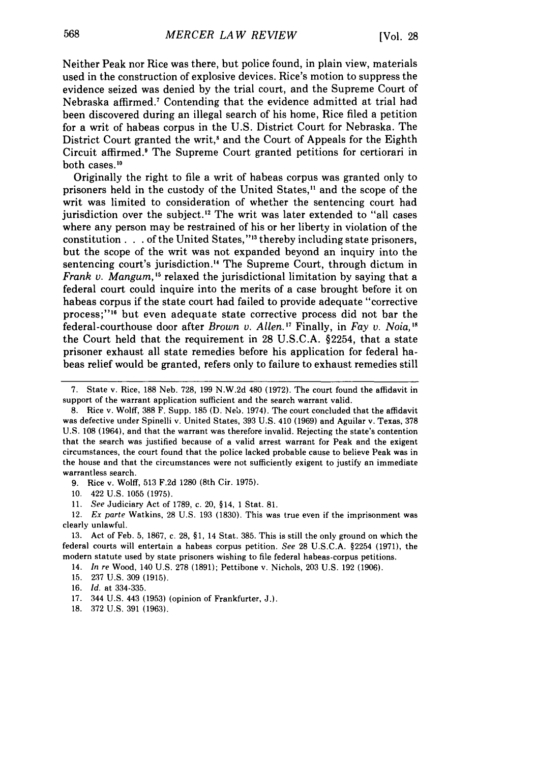Neither Peak nor Rice was there, but police found, in plain view, materials used in the construction of explosive devices. Rice's motion to suppress the evidence seized was denied by the trial court, and the Supreme Court of Nebraska affirmed.[7] Contending that the evidence admitted at trial had been discovered during an illegal search of his home, Rice filed a petition for a writ of habeas corpus in the U.S. District Court for Nebraska. The District Court granted the writ,[8] and the Court of Appeals for the Eighth Circuit affirmed.[9] The Supreme Court granted petitions for certiorari in both cases.[10]

Originally the right to file a writ of habeas corpus was granted only to prisoners held in the custody of the United States,[11] and the scope of the writ was limited to consideration of whether the sentencing court had jurisdiction over the subject.[12] The writ was later extended to "all cases where any person may be restrained of his or her liberty in violation of the constitution . . . of the United States,"[13] thereby including state prisoners, but the scope of the writ was not expanded beyond an inquiry into the sentencing court's jurisdiction.[14] The Supreme Court, through dictum in *Frank v. Mangum*,[15] relaxed the jurisdictional limitation by saying that a federal court could inquire into the merits of a case brought before it on habeas corpus if the state court had failed to provide adequate "corrective process;"[16] but even adequate state corrective process did not bar the federal-courthouse door after *Brown v. Allen*.[17] Finally, in *Fay v. Noia*,[18] the Court held that the requirement in 28 U.S.C.A. §2254, that a state prisoner exhaust all state remedies before his application for federal habeas relief would be granted, refers only to failure to exhaust remedies still

---

7. State v. Rice, 188 Neb. 728, 199 N.W.2d 480 (1972). The court found the affidavit in support of the warrant application sufficient and the search warrant valid.

8. Rice v. Wolff, 388 F. Supp. 185 (D. Neb. 1974). The court concluded that the affidavit was defective under Spinelli v. United States, 393 U.S. 410 (1969) and Aguilar v. Texas, 378 U.S. 108 (1964), and that the warrant was therefore invalid. Rejecting the state's contention that the search was justified because of a valid arrest warrant for Peak and the exigent circumstances, the court found that the police lacked probable cause to believe Peak was in the house and that the circumstances were not sufficiently exigent to justify an immediate warrantless search.

9. Rice v. Wolff, 513 F.2d 1280 (8th Cir. 1975).

10. 422 U.S. 1055 (1975).

11. *See* Judiciary Act of 1789, c. 20, §14, 1 Stat. 81.

12. *Ex parte* Watkins, 28 U.S. 193 (1830). This was true even if the imprisonment was clearly unlawful.

13. Act of Feb. 5, 1867, c. 28, §1, 14 Stat. 385. This is still the only ground on which the federal courts will entertain a habeas corpus petition. *See* 28 U.S.C.A. §2254 (1971), the modern statute used by state prisoners wishing to file federal habeas-corpus petitions.

14. *In re* Wood, 140 U.S. 278 (1891); Pettibone v. Nichols, 203 U.S. 192 (1906).

15. 237 U.S. 309 (1915).

16. *Id.* at 334-335.

17. 344 U.S. 443 (1953) (opinion of Frankfurter, J.).

18. 372 U.S. 391 (1963).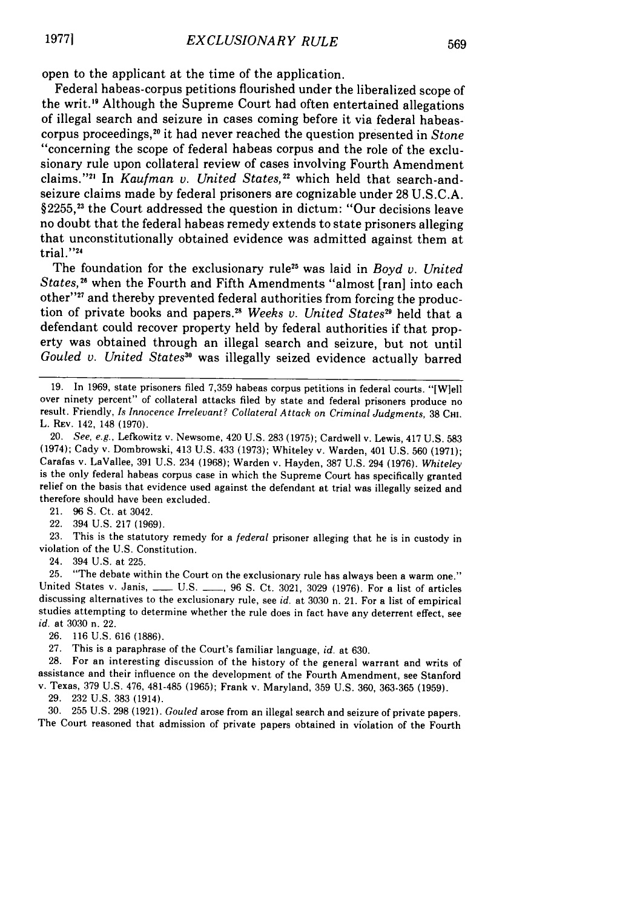open to the applicant at the time of the application.

Federal habeas-corpus petitions flourished under the liberalized scope of the writ.[19] Although the Supreme Court had often entertained allegations of illegal search and seizure in cases coming before it via federal habeas-corpus proceedings,[20] it had never reached the question presented in *Stone* "concerning the scope of federal habeas corpus and the role of the exclusionary rule upon collateral review of cases involving Fourth Amendment claims."[21] In *Kaufman v. United States*,[22] which held that search-and-seizure claims made by federal prisoners are cognizable under 28 U.S.C.A. §2255,[23] the Court addressed the question in dictum: "Our decisions leave no doubt that the federal habeas remedy extends to state prisoners alleging that unconstitutionally obtained evidence was admitted against them at trial."[24]

The foundation for the exclusionary rule[25] was laid in *Boyd v. United States*,[26] when the Fourth and Fifth Amendments "almost [ran] into each other"[27] and thereby prevented federal authorities from forcing the production of private books and papers.[28] *Weeks v. United States*[29] held that a defendant could recover property held by federal authorities if that property was obtained through an illegal search and seizure, but not until *Gouled v. United States*[30] was illegally seized evidence actually barred

---

19. In 1969, state prisoners filed 7,359 habeas corpus petitions in federal courts. "[W]ell over ninety percent" of collateral attacks filed by state and federal prisoners produce no result. Friendly, *Is Innocence Irrelevant? Collateral Attack on Criminal Judgments*, 38 CHI. L. REV. 142, 148 (1970).

20. *See, e.g.*, Lefkowitz v. Newsome, 420 U.S. 283 (1975); Cardwell v. Lewis, 417 U.S. 583 (1974); Cady v. Dombrowski, 413 U.S. 433 (1973); Whiteley v. Warden, 401 U.S. 560 (1971); Carafas v. LaVallee, 391 U.S. 234 (1968); Warden v. Hayden, 387 U.S. 294 (1976). *Whiteley* is the only federal habeas corpus case in which the Supreme Court has specifically granted relief on the basis that evidence used against the defendant at trial was illegally seized and therefore should have been excluded.

21. 96 S. Ct. at 3042.

22. 394 U.S. 217 (1969).

23. This is the statutory remedy for a *federal* prisoner alleging that he is in custody in violation of the U.S. Constitution.

24. 394 U.S. at 225.

25. "The debate within the Court on the exclusionary rule has always been a warm one." United States v. Janis, \_\_\_\_ U.S. \_\_\_\_, 96 S. Ct. 3021, 3029 (1976). For a list of articles discussing alternatives to the exclusionary rule, see *id.* at 3030 n. 21. For a list of empirical studies attempting to determine whether the rule does in fact have any deterrent effect, see *id.* at 3030 n. 22.

26. 116 U.S. 616 (1886).

27. This is a paraphrase of the Court's familiar language, *id.* at 630.

28. For an interesting discussion of the history of the general warrant and writs of assistance and their influence on the development of the Fourth Amendment, see Stanford v. Texas, 379 U.S. 476, 481-485 (1965); Frank v. Maryland, 359 U.S. 360, 363-365 (1959).

29. 232 U.S. 383 (1914).

30. 255 U.S. 298 (1921). *Gouled* arose from an illegal search and seizure of private papers. The Court reasoned that admission of private papers obtained in violation of the Fourth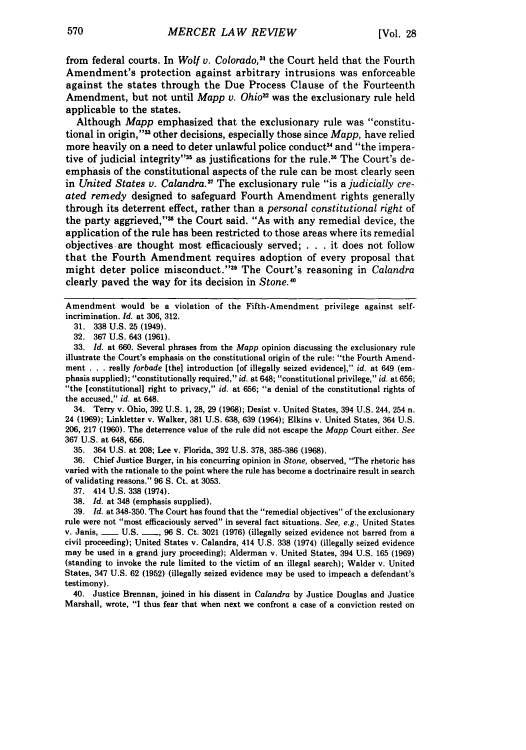from federal courts. In *Wolf v. Colorado*,[31] the Court held that the Fourth Amendment's protection against arbitrary intrusions was enforceable against the states through the Due Process Clause of the Fourteenth Amendment, but not until *Mapp v. Ohio*[32] was the exclusionary rule held applicable to the states.

Although *Mapp* emphasized that the exclusionary rule was "constitutional in origin,"[33] other decisions, especially those since *Mapp*, have relied more heavily on a need to deter unlawful police conduct[34] and "the imperative of judicial integrity"[35] as justifications for the rule.[36] The Court's deemphasis of the constitutional aspects of the rule can be most clearly seen in *United States v. Calandra*.[37] The exclusionary rule "is a *judicially created remedy* designed to safeguard Fourth Amendment rights generally through its deterrent effect, rather than a *personal constitutional right* of the party aggrieved,"[38] the Court said. "As with any remedial device, the application of the rule has been restricted to those areas where its remedial objectives are thought most efficaciously served; . . . it does not follow that the Fourth Amendment requires adoption of every proposal that might deter police misconduct."[39] The Court's reasoning in *Calandra* clearly paved the way for its decision in *Stone*.[40]

---

Amendment would be a violation of the Fifth-Amendment privilege against self-incrimination. *Id.* at 306, 312.

31. 338 U.S. 25 (1949).

32. 367 U.S. 643 (1961).

33. *Id.* at 660. Several phrases from the *Mapp* opinion discussing the exclusionary rule illustrate the Court's emphasis on the constitutional origin of the rule: "the Fourth Amendment . . . really *forbade* [the] introduction [of illegally seized evidence]," *id.* at 649 (emphasis supplied); "constitutionally required," *id.* at 648; "constitutional privilege," *id.* at 656; "the [constitutional] right to privacy," *id.* at 656; "a denial of the constitutional rights of the accused," *id.* at 648.

34. Terry v. Ohio, 392 U.S. 1, 28, 29 (1968); Desist v. United States, 394 U.S. 244, 254 n. 24 (1969); Linkletter v. Walker, 381 U.S. 638, 639 (1964); Elkins v. United States, 364 U.S. 206, 217 (1960). The deterrence value of the rule did not escape the *Mapp* Court either. *See* 367 U.S. at 648, 656.

35. 364 U.S. at 208; Lee v. Florida, 392 U.S. 378, 385-386 (1968).

36. Chief Justice Burger, in his concurring opinion in *Stone*, observed, "The rhetoric has varied with the rationale to the point where the rule has become a doctrinaire result in search of validating reasons." 96 S. Ct. at 3053.

37. 414 U.S. 338 (1974).

38. *Id.* at 348 (emphasis supplied).

39. *Id.* at 348-350. The Court has found that the "remedial objectives" of the exclusionary rule were not "most efficaciously served" in several fact situations. *See, e.g.*, United States v. Janis, ___ U.S. ___, 96 S. Ct. 3021 (1976) (illegally seized evidence not barred from a civil proceeding); United States v. Calandra, 414 U.S. 338 (1974) (illegally seized evidence may be used in a grand jury proceeding); Alderman v. United States, 394 U.S. 165 (1969) (standing to invoke the rule limited to the victim of an illegal search); Walder v. United States, 347 U.S. 62 (1952) (illegally seized evidence may be used to impeach a defendant's testimony).

40. Justice Brennan, joined in his dissent in *Calandra* by Justice Douglas and Justice Marshall, wrote, "I thus fear that when next we confront a case of a conviction rested on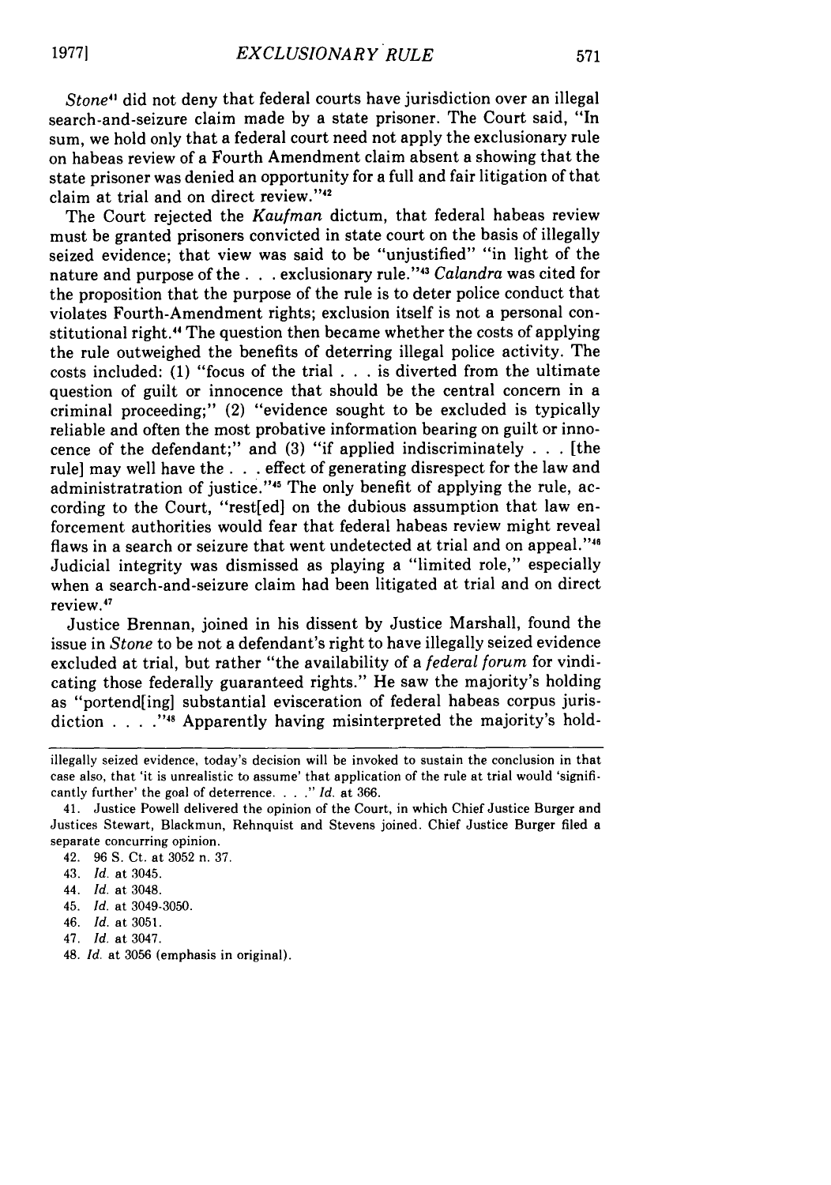*Stone*[41] did not deny that federal courts have jurisdiction over an illegal search-and-seizure claim made by a state prisoner. The Court said, "In sum, we hold only that a federal court need not apply the exclusionary rule on habeas review of a Fourth Amendment claim absent a showing that the state prisoner was denied an opportunity for a full and fair litigation of that claim at trial and on direct review."[42]

The Court rejected the *Kaufman* dictum, that federal habeas review must be granted prisoners convicted in state court on the basis of illegally seized evidence; that view was said to be "unjustified" "in light of the nature and purpose of the . . . exclusionary rule."[43] *Calandra* was cited for the proposition that the purpose of the rule is to deter police conduct that violates Fourth-Amendment rights; exclusion itself is not a personal constitutional right.[44] The question then became whether the costs of applying the rule outweighed the benefits of deterring illegal police activity. The costs included: (1) "focus of the trial . . . is diverted from the ultimate question of guilt or innocence that should be the central concern in a criminal proceeding;" (2) "evidence sought to be excluded is typically reliable and often the most probative information bearing on guilt or innocence of the defendant;" and (3) "if applied indiscriminately . . . [the rule] may well have the . . . effect of generating disrespect for the law and administratration of justice."[45] The only benefit of applying the rule, according to the Court, "rest[ed] on the dubious assumption that law enforcement authorities would fear that federal habeas review might reveal flaws in a search or seizure that went undetected at trial and on appeal."[46] Judicial integrity was dismissed as playing a "limited role," especially when a search-and-seizure claim had been litigated at trial and on direct review.[47]

Justice Brennan, joined in his dissent by Justice Marshall, found the issue in *Stone* to be not a defendant's right to have illegally seized evidence excluded at trial, but rather "the availability of a *federal forum* for vindicating those federally guaranteed rights." He saw the majority's holding as "portend[ing] substantial evisceration of federal habeas corpus jurisdiction . . . ."[48] Apparently having misinterpreted the majority's hold-

---

illegally seized evidence, today's decision will be invoked to sustain the conclusion in that case also, that 'it is unrealistic to assume' that application of the rule at trial would 'significantly further' the goal of deterrence. . . ." *Id.* at 366.

41. Justice Powell delivered the opinion of the Court, in which Chief Justice Burger and Justices Stewart, Blackmun, Rehnquist and Stevens joined. Chief Justice Burger filed a separate concurring opinion.

42. 96 S. Ct. at 3052 n. 37.

43. *Id.* at 3045.

44. *Id.* at 3048.

45. *Id.* at 3049-3050.

46. *Id.* at 3051.

47. *Id.* at 3047.

48. *Id.* at 3056 (emphasis in original).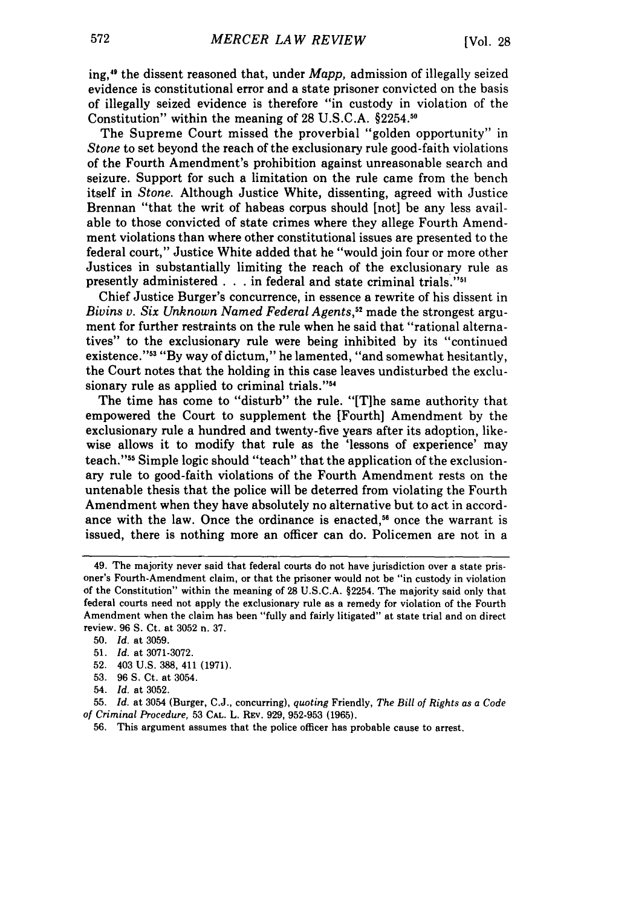ing,[49] the dissent reasoned that, under *Mapp*, admission of illegally seized evidence is constitutional error and a state prisoner convicted on the basis of illegally seized evidence is therefore "in custody in violation of the Constitution" within the meaning of 28 U.S.C.A. §2254.[50]

The Supreme Court missed the proverbial "golden opportunity" in *Stone* to set beyond the reach of the exclusionary rule good-faith violations of the Fourth Amendment's prohibition against unreasonable search and seizure. Support for such a limitation on the rule came from the bench itself in *Stone*. Although Justice White, dissenting, agreed with Justice Brennan "that the writ of habeas corpus should [not] be any less available to those convicted of state crimes where they allege Fourth Amendment violations than where other constitutional issues are presented to the federal court," Justice White added that he "would join four or more other Justices in substantially limiting the reach of the exclusionary rule as presently administered . . . in federal and state criminal trials."[51]

Chief Justice Burger's concurrence, in essence a rewrite of his dissent in *Bivins v. Six Unknown Named Federal Agents*,[52] made the strongest argument for further restraints on the rule when he said that "rational alternatives" to the exclusionary rule were being inhibited by its "continued existence."[53] "By way of dictum," he lamented, "and somewhat hesitantly, the Court notes that the holding in this case leaves undisturbed the exclusionary rule as applied to criminal trials."[54]

The time has come to "disturb" the rule. "[T]he same authority that empowered the Court to supplement the [Fourth] Amendment by the exclusionary rule a hundred and twenty-five years after its adoption, likewise allows it to modify that rule as the 'lessons of experience' may teach."[55] Simple logic should "teach" that the application of the exclusionary rule to good-faith violations of the Fourth Amendment rests on the untenable thesis that the police will be deterred from violating the Fourth Amendment when they have absolutely no alternative but to act in accordance with the law. Once the ordinance is enacted,[56] once the warrant is issued, there is nothing more an officer can do. Policemen are not in a

---

49. The majority never said that federal courts do not have jurisdiction over a state prisoner's Fourth-Amendment claim, or that the prisoner would not be "in custody in violation of the Constitution" within the meaning of 28 U.S.C.A. §2254. The majority said only that federal courts need not apply the exclusionary rule as a remedy for violation of the Fourth Amendment when the claim has been "fully and fairly litigated" at state trial and on direct review. 96 S. Ct. at 3052 n. 37.

50. *Id.* at 3059.

51. *Id.* at 3071-3072.

52. 403 U.S. 388, 411 (1971).

53. 96 S. Ct. at 3054.

54. *Id.* at 3052.

55. *Id.* at 3054 (Burger, C.J., concurring), *quoting* Friendly, *The Bill of Rights as a Code of Criminal Procedure*, 53 CAL. L. REV. 929, 952-953 (1965).

56. This argument assumes that the police officer has probable cause to arrest.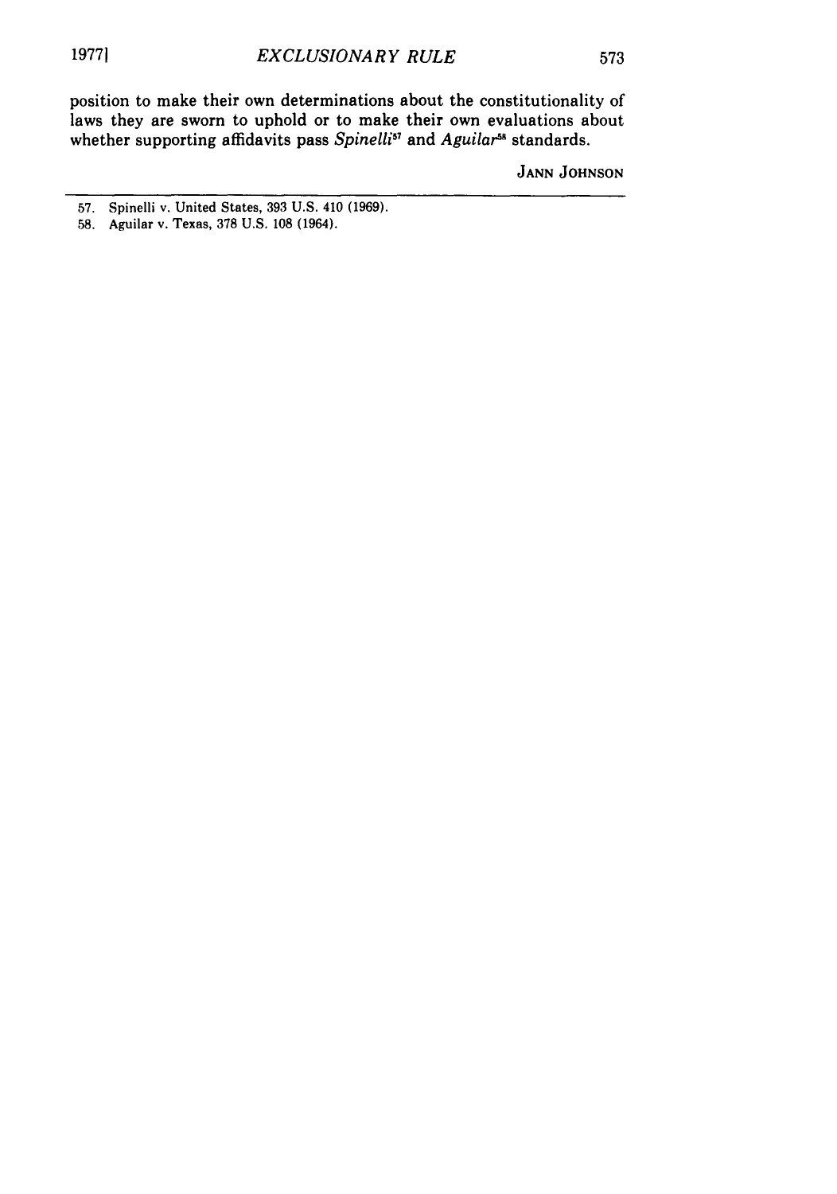position to make their own determinations about the constitutionality of laws they are sworn to uphold or to make their own evaluations about whether supporting affidavits pass *Spinelli*[57] and *Aguilar*[58] standards.

JANN JOHNSON

---

57. Spinelli v. United States, 393 U.S. 410 (1969).

58. Aguilar v. Texas, 378 U.S. 108 (1964).